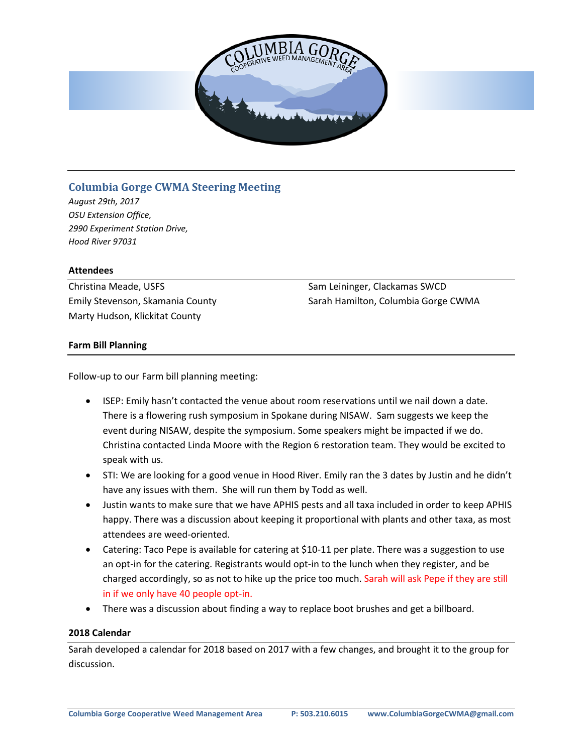## Columbia Gorge CWMA Steering Meeting

*August 29th, 2017*
*OSU Extension Office,*
*2990 Experiment Station Drive,*
*Hood River 97031*

### Attendees

Christina Meade, USFS
Emily Stevenson, Skamania County
Marty Hudson, Klickitat County
Sam Leininger, Clackamas SWCD
Sarah Hamilton, Columbia Gorge CWMA

### Farm Bill Planning

Follow-up to our Farm bill planning meeting:

- ISEP: Emily hasn't contacted the venue about room reservations until we nail down a date. There is a flowering rush symposium in Spokane during NISAW. Sam suggests we keep the event during NISAW, despite the symposium. Some speakers might be impacted if we do. Christina contacted Linda Moore with the Region 6 restoration team. They would be excited to speak with us.
- STI: We are looking for a good venue in Hood River. Emily ran the 3 dates by Justin and he didn't have any issues with them. She will run them by Todd as well.
- Justin wants to make sure that we have APHIS pests and all taxa included in order to keep APHIS happy. There was a discussion about keeping it proportional with plants and other taxa, as most attendees are weed-oriented.
- Catering: Taco Pepe is available for catering at $10-11 per plate. There was a suggestion to use an opt-in for the catering. Registrants would opt-in to the lunch when they register, and be charged accordingly, so as not to hike up the price too much. Sarah will ask Pepe if they are still in if we only have 40 people opt-in.
- There was a discussion about finding a way to replace boot brushes and get a billboard.

### 2018 Calendar

Sarah developed a calendar for 2018 based on 2017 with a few changes, and brought it to the group for discussion.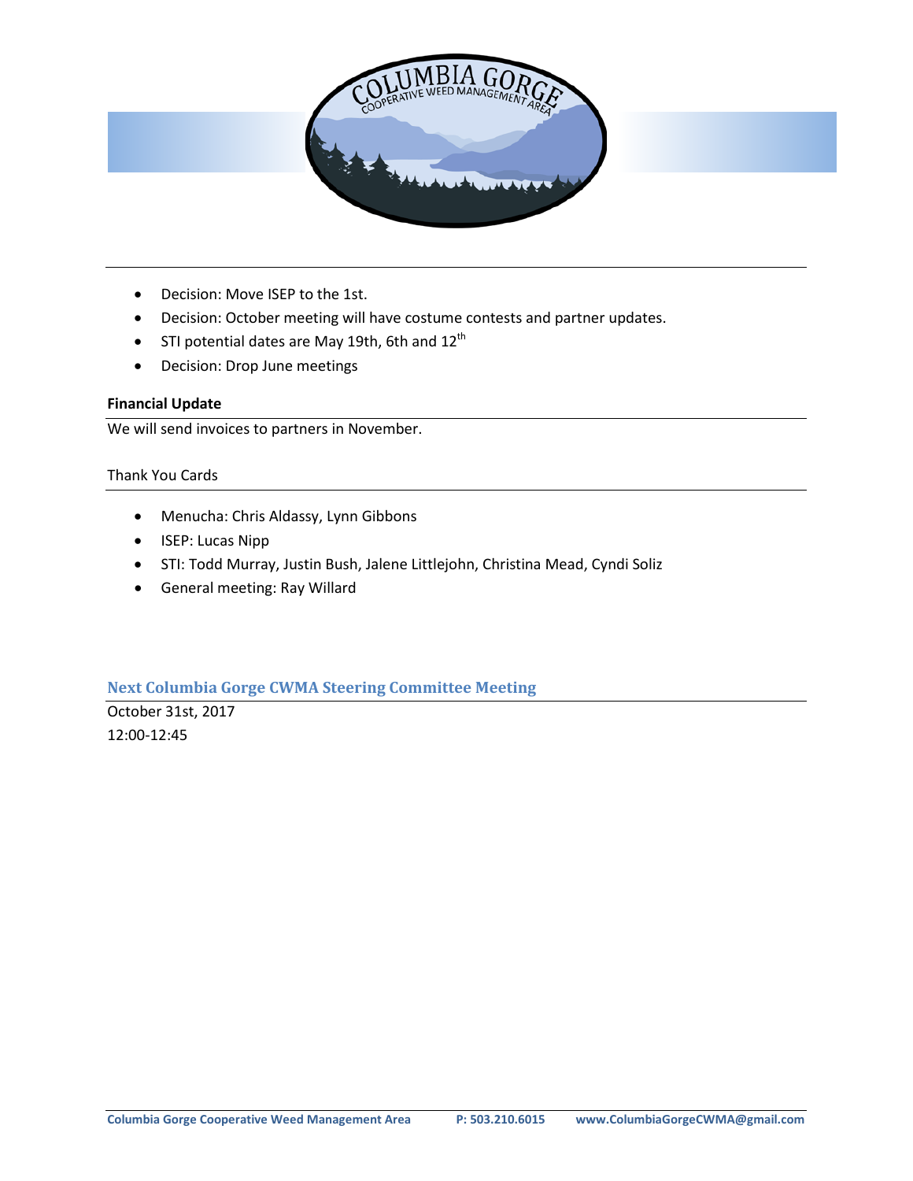- Decision: Move ISEP to the 1st.
- Decision: October meeting will have costume contests and partner updates.
- STI potential dates are May 19th, 6th and 12th
- Decision: Drop June meetings

**Financial Update**

We will send invoices to partners in November.

Thank You Cards

- Menucha: Chris Aldassy, Lynn Gibbons
- ISEP: Lucas Nipp
- STI: Todd Murray, Justin Bush, Jalene Littlejohn, Christina Mead, Cyndi Soliz
- General meeting: Ray Willard

## Next Columbia Gorge CWMA Steering Committee Meeting

October 31st, 2017

12:00-12:45